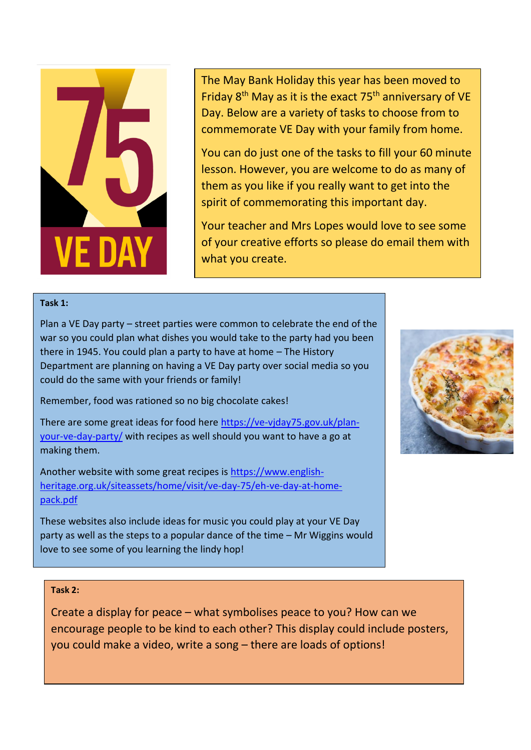The May Bank Holiday this year has been moved to Friday 8th May as it is the exact 75th anniversary of VE Day. Below are a variety of tasks to choose from to commemorate VE Day with your family from home.

You can do just one of the tasks to fill your 60 minute lesson. However, you are welcome to do as many of them as you like if you really want to get into the spirit of commemorating this important day.

Your teacher and Mrs Lopes would love to see some of your creative efforts so please do email them with what you create.

**Task 1:**

Plan a VE Day party – street parties were common to celebrate the end of the war so you could plan what dishes you would take to the party had you been there in 1945. You could plan a party to have at home – The History Department are planning on having a VE Day party over social media so you could do the same with your friends or family!

Remember, food was rationed so no big chocolate cakes!

There are some great ideas for food here https://ve-vjday75.gov.uk/plan-your-ve-day-party/ with recipes as well should you want to have a go at making them.

Another website with some great recipes is https://www.english-heritage.org.uk/siteassets/home/visit/ve-day-75/eh-ve-day-at-home-pack.pdf

These websites also include ideas for music you could play at your VE Day party as well as the steps to a popular dance of the time – Mr Wiggins would love to see some of you learning the lindy hop!

**Task 2:**

Create a display for peace – what symbolises peace to you? How can we encourage people to be kind to each other? This display could include posters, you could make a video, write a song – there are loads of options!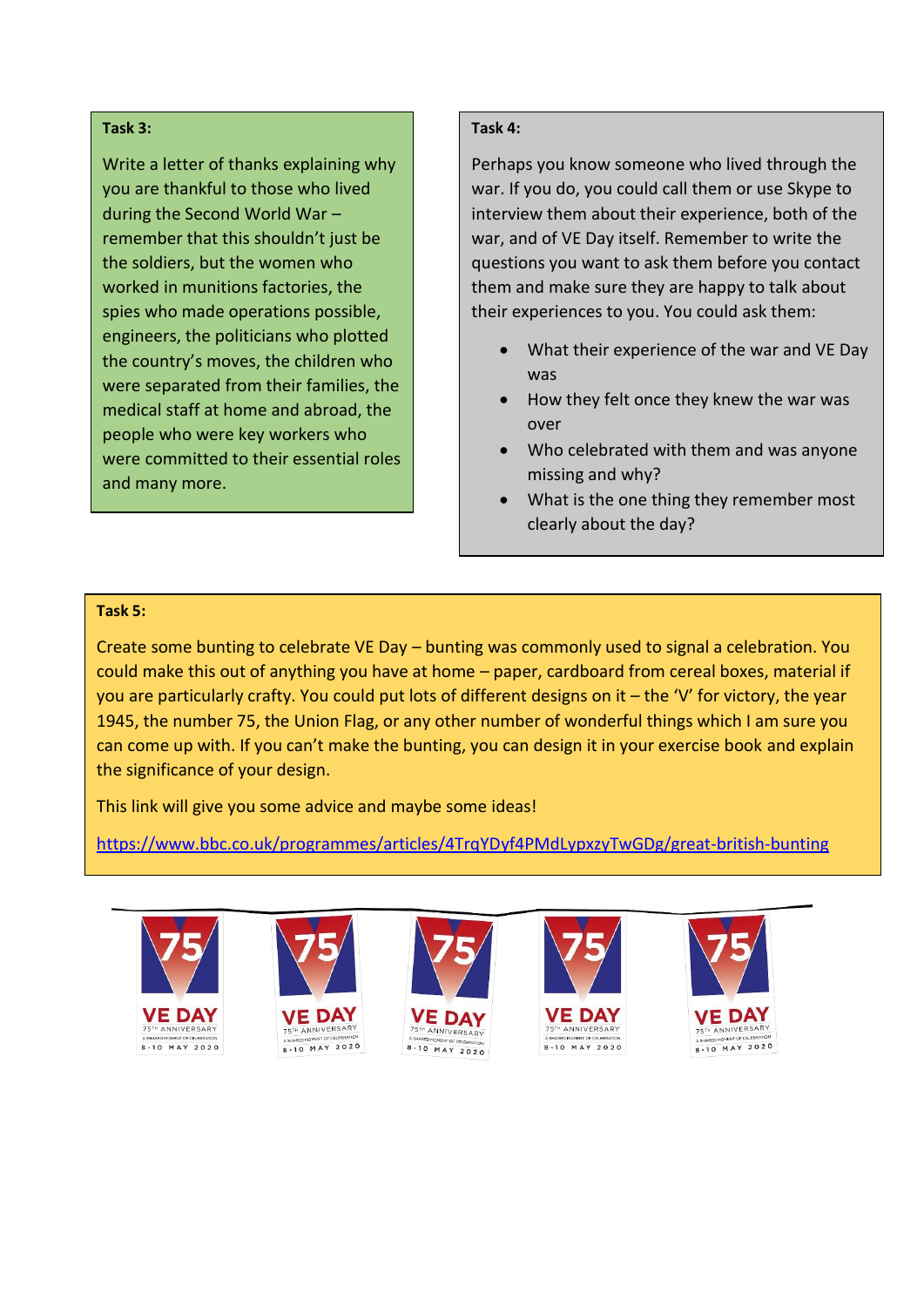**Task 3:**

Write a letter of thanks explaining why you are thankful to those who lived during the Second World War – remember that this shouldn't just be the soldiers, but the women who worked in munitions factories, the spies who made operations possible, engineers, the politicians who plotted the country's moves, the children who were separated from their families, the medical staff at home and abroad, the people who were key workers who were committed to their essential roles and many more.

**Task 4:**

Perhaps you know someone who lived through the war. If you do, you could call them or use Skype to interview them about their experience, both of the war, and of VE Day itself. Remember to write the questions you want to ask them before you contact them and make sure they are happy to talk about their experiences to you. You could ask them:

- What their experience of the war and VE Day was
- How they felt once they knew the war was over
- Who celebrated with them and was anyone missing and why?
- What is the one thing they remember most clearly about the day?

**Task 5:**

Create some bunting to celebrate VE Day – bunting was commonly used to signal a celebration. You could make this out of anything you have at home – paper, cardboard from cereal boxes, material if you are particularly crafty. You could put lots of different designs on it – the 'V' for victory, the year 1945, the number 75, the Union Flag, or any other number of wonderful things which I am sure you can come up with. If you can't make the bunting, you can design it in your exercise book and explain the significance of your design.

This link will give you some advice and maybe some ideas!

https://www.bbc.co.uk/programmes/articles/4TrqYDyf4PMdLypxzyTwGDg/great-british-bunting